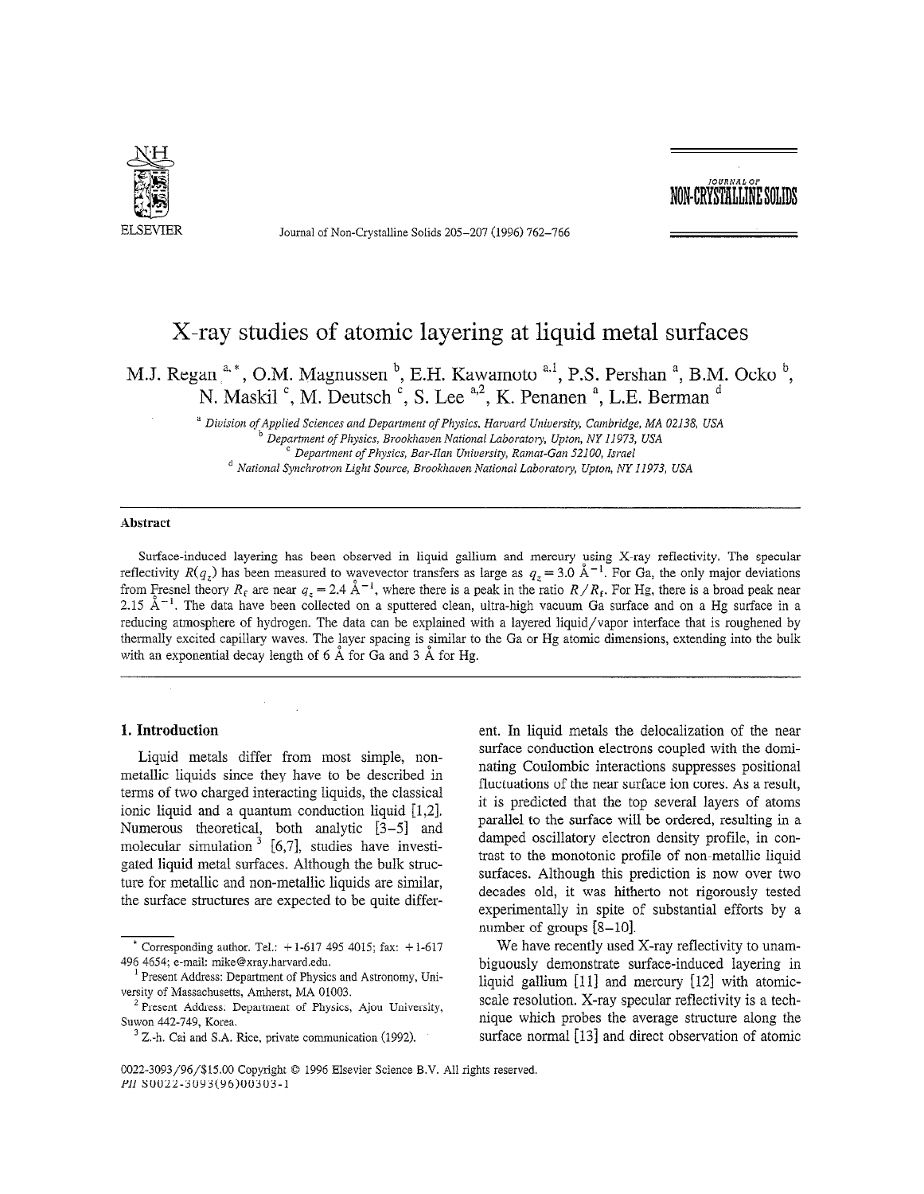# X-ray studies of atomic layering at liquid metal surfaces

M.J. Regan [a,*], O.M. Magnussen [b], E.H. Kawamoto [a,1], P.S. Pershan [a], B.M. Ocko [b], N. Maskil [c], M. Deutsch [c], S. Lee [a,2], K. Penanen [a], L.E. Berman [d]

[a] *Division of Applied Sciences and Department of Physics, Harvard University, Cambridge, MA 02138, USA*
[b] *Department of Physics, Brookhaven National Laboratory, Upton, NY 11973, USA*
[c] *Department of Physics, Bar-Ilan University, Ramat-Gan 52100, Israel*
[d] *National Synchrotron Light Source, Brookhaven National Laboratory, Upton, NY 11973, USA*

---

## Abstract

Surface-induced layering has been observed in liquid gallium and mercury using X-ray reflectivity. The specular reflectivity $R(q_z)$ has been measured to wavevector transfers as large as $q_z = 3.0$ Å$^{-1}$. For Ga, the only major deviations from Fresnel theory $R_f$ are near $q_z = 2.4$ Å$^{-1}$, where there is a peak in the ratio $R/R_f$. For Hg, there is a broad peak near 2.15 Å$^{-1}$. The data have been collected on a sputtered clean, ultra-high vacuum Ga surface and on a Hg surface in a reducing atmosphere of hydrogen. The data can be explained with a layered liquid/vapor interface that is roughened by thermally excited capillary waves. The layer spacing is similar to the Ga or Hg atomic dimensions, extending into the bulk with an exponential decay length of 6 Å for Ga and 3 Å for Hg.

---

## 1. Introduction

Liquid metals differ from most simple, non-metallic liquids since they have to be described in terms of two charged interacting liquids, the classical ionic liquid and a quantum conduction liquid [1,2]. Numerous theoretical, both analytic [3–5] and molecular simulation [3] [6,7], studies have investigated liquid metal surfaces. Although the bulk structure for metallic and non-metallic liquids are similar, the surface structures are expected to be quite different. In liquid metals the delocalization of the near surface conduction electrons coupled with the dominating Coulombic interactions suppresses positional fluctuations of the near surface ion cores. As a result, it is predicted that the top several layers of atoms parallel to the surface will be ordered, resulting in a damped oscillatory electron density profile, in contrast to the monotonic profile of non-metallic liquid surfaces. Although this prediction is now over two decades old, it was hitherto not rigorously tested experimentally in spite of substantial efforts by a number of groups [8–10].

We have recently used X-ray reflectivity to unambiguously demonstrate surface-induced layering in liquid gallium [11] and mercury [12] with atomic-scale resolution. X-ray specular reflectivity is a technique which probes the average structure along the surface normal [13] and direct observation of atomic

---

\* Corresponding author. Tel.: +1-617 495 4015; fax: +1-617 496 4654; e-mail: mike@xray.harvard.edu.

[1] Present Address: Department of Physics and Astronomy, University of Massachusetts, Amherst, MA 01003.

[2] Present Address: Department of Physics, Ajou University, Suwon 442-749, Korea.

[3] Z.-h. Cai and S.A. Rice, private communication (1992).

0022-3093/96/$15.00 Copyright © 1996 Elsevier Science B.V. All rights reserved.
*PII* S0022-3093(96)00303-1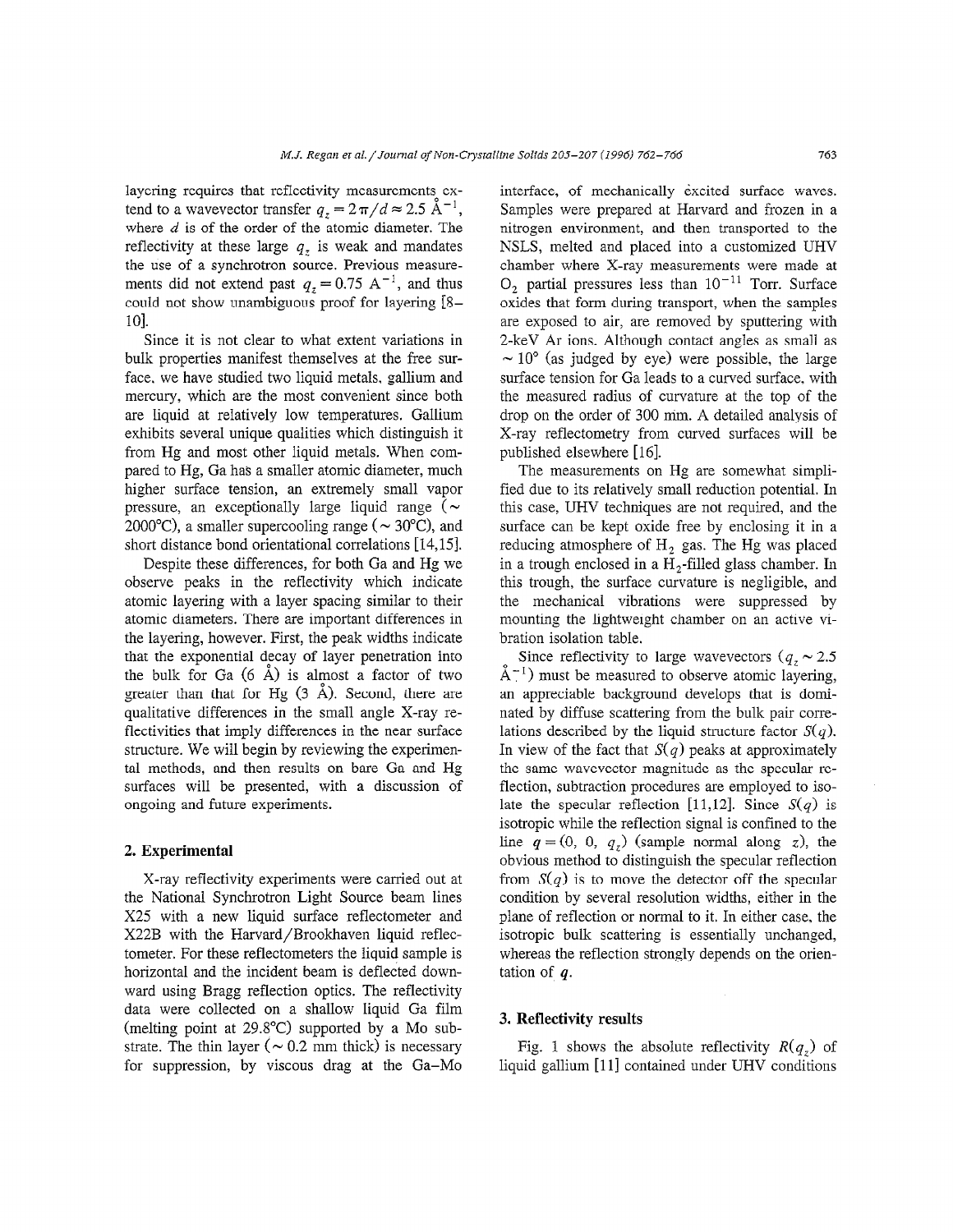layering requires that reflectivity measurements extend to a wavevector transfer $q_z = 2\pi/d \approx 2.5$ Å$^{-1}$, where $d$ is of the order of the atomic diameter. The reflectivity at these large $q_z$ is weak and mandates the use of a synchrotron source. Previous measurements did not extend past $q_z = 0.75$ A$^{-1}$, and thus could not show unambiguous proof for layering [8–10].

Since it is not clear to what extent variations in bulk properties manifest themselves at the free surface, we have studied two liquid metals, gallium and mercury, which are the most convenient since both are liquid at relatively low temperatures. Gallium exhibits several unique qualities which distinguish it from Hg and most other liquid metals. When compared to Hg, Ga has a smaller atomic diameter, much higher surface tension, an extremely small vapor pressure, an exceptionally large liquid range (~ 2000°C), a smaller supercooling range (~ 30°C), and short distance bond orientational correlations [14,15].

Despite these differences, for both Ga and Hg we observe peaks in the reflectivity which indicate atomic layering with a layer spacing similar to their atomic diameters. There are important differences in the layering, however. First, the peak widths indicate that the exponential decay of layer penetration into the bulk for Ga (6 Å) is almost a factor of two greater than that for Hg (3 Å). Second, there are qualitative differences in the small angle X-ray reflectivities that imply differences in the near surface structure. We will begin by reviewing the experimental methods, and then results on bare Ga and Hg surfaces will be presented, with a discussion of ongoing and future experiments.

## 2. Experimental

X-ray reflectivity experiments were carried out at the National Synchrotron Light Source beam lines X25 with a new liquid surface reflectometer and X22B with the Harvard/Brookhaven liquid reflectometer. For these reflectometers the liquid sample is horizontal and the incident beam is deflected downward using Bragg reflection optics. The reflectivity data were collected on a shallow liquid Ga film (melting point at 29.8°C) supported by a Mo substrate. The thin layer (~ 0.2 mm thick) is necessary for suppression, by viscous drag at the Ga–Mo interface, of mechanically excited surface waves. Samples were prepared at Harvard and frozen in a nitrogen environment, and then transported to the NSLS, melted and placed into a customized UHV chamber where X-ray measurements were made at $O_2$ partial pressures less than $10^{-11}$ Torr. Surface oxides that form during transport, when the samples are exposed to air, are removed by sputtering with 2-keV Ar ions. Although contact angles as small as ~ 10° (as judged by eye) were possible, the large surface tension for Ga leads to a curved surface, with the measured radius of curvature at the top of the drop on the order of 300 mm. A detailed analysis of X-ray reflectometry from curved surfaces will be published elsewhere [16].

The measurements on Hg are somewhat simplified due to its relatively small reduction potential. In this case, UHV techniques are not required, and the surface can be kept oxide free by enclosing it in a reducing atmosphere of $H_2$ gas. The Hg was placed in a trough enclosed in a $H_2$-filled glass chamber. In this trough, the surface curvature is negligible, and the mechanical vibrations were suppressed by mounting the lightweight chamber on an active vibration isolation table.

Since reflectivity to large wavevectors ($q_z \sim 2.5$ Å$^{-1}$) must be measured to observe atomic layering, an appreciable background develops that is dominated by diffuse scattering from the bulk pair correlations described by the liquid structure factor $S(q)$. In view of the fact that $S(q)$ peaks at approximately the same wavevector magnitude as the specular reflection, subtraction procedures are employed to isolate the specular reflection [11,12]. Since $S(q)$ is isotropic while the reflection signal is confined to the line $q = (0, 0, q_z)$ (sample normal along $z$), the obvious method to distinguish the specular reflection from $S(q)$ is to move the detector off the specular condition by several resolution widths, either in the plane of reflection or normal to it. In either case, the isotropic bulk scattering is essentially unchanged, whereas the reflection strongly depends on the orientation of $\boldsymbol{q}$.

## 3. Reflectivity results

Fig. 1 shows the absolute reflectivity $R(q_z)$ of liquid gallium [11] contained under UHV conditions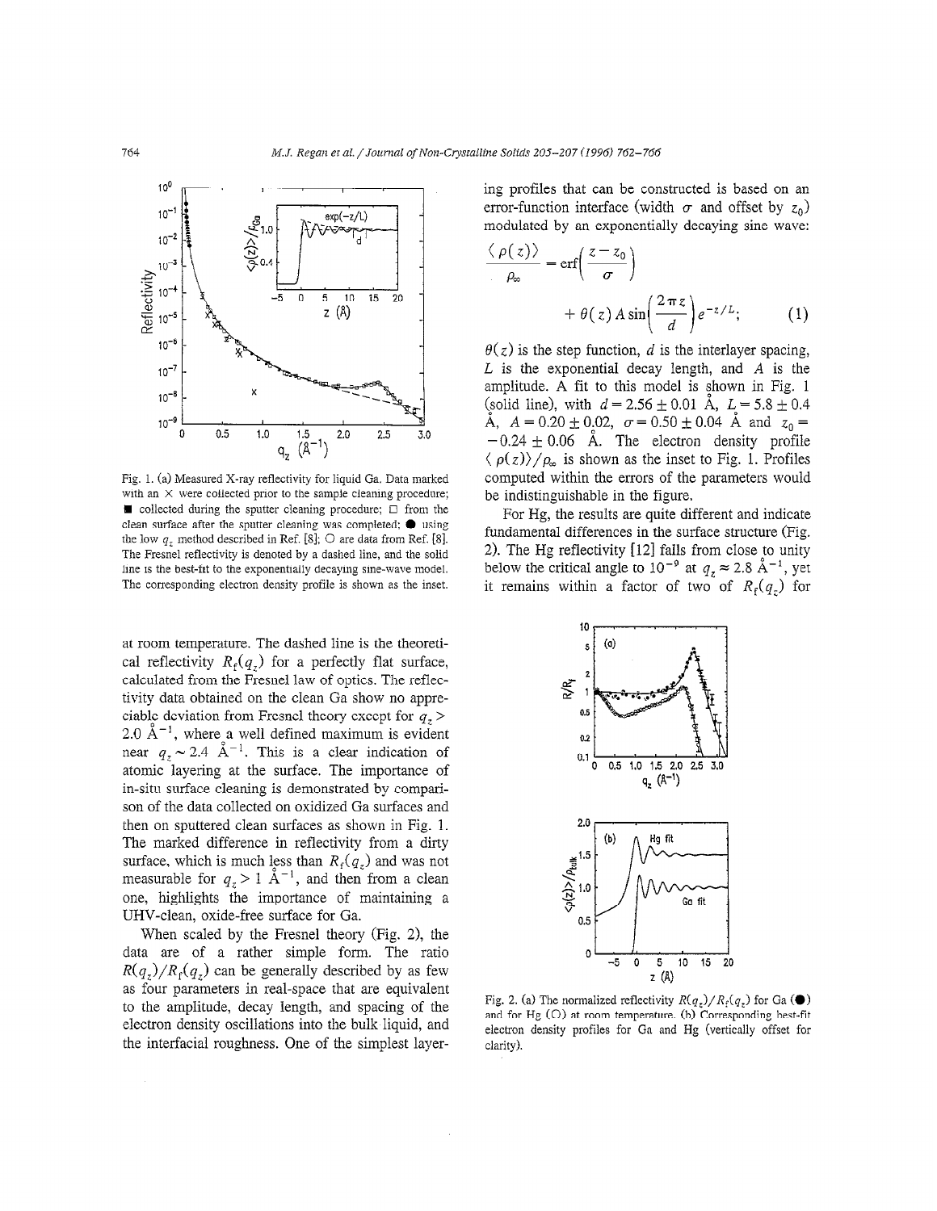Fig. 1. (a) Measured X-ray reflectivity for liquid Ga. Data marked with an × were collected prior to the sample cleaning procedure; ■ collected during the sputter cleaning procedure; □ from the clean surface after the sputter cleaning was completed; ● using the low $q_z$ method described in Ref. [8]; ○ are data from Ref. [8]. The Fresnel reflectivity is denoted by a dashed line, and the solid line is the best-fit to the exponentially decaying sine-wave model. The corresponding electron density profile is shown as the inset.

at room temperature. The dashed line is the theoretical reflectivity $R_f(q_z)$ for a perfectly flat surface, calculated from the Fresnel law of optics. The reflectivity data obtained on the clean Ga show no appreciable deviation from Fresnel theory except for $q_z > 2.0$ Å$^{-1}$, where a well defined maximum is evident near $q_z \sim 2.4$ Å$^{-1}$. This is a clear indication of atomic layering at the surface. The importance of in-situ surface cleaning is demonstrated by comparison of the data collected on oxidized Ga surfaces and then on sputtered clean surfaces as shown in Fig. 1. The marked difference in reflectivity from a dirty surface, which is much less than $R_f(q_z)$ and was not measurable for $q_z > 1$ Å$^{-1}$, and then from a clean one, highlights the importance of maintaining a UHV-clean, oxide-free surface for Ga.

When scaled by the Fresnel theory (Fig. 2), the data are of a rather simple form. The ratio $R(q_z)/R_f(q_z)$ can be generally described by as few as four parameters in real-space that are equivalent to the amplitude, decay length, and spacing of the electron density oscillations into the bulk liquid, and the interfacial roughness. One of the simplest layering profiles that can be constructed is based on an error-function interface (width $\sigma$ and offset by $z_0$) modulated by an exponentially decaying sine wave:

$$\frac{\langle \rho(z) \rangle}{\rho_\infty} = \operatorname{erf}\left(\frac{z - z_0}{\sigma}\right) + \theta(z) A \sin\left(\frac{2\pi z}{d}\right) e^{-z/L}; \quad (1)$$

$\theta(z)$ is the step function, $d$ is the interlayer spacing, $L$ is the exponential decay length, and $A$ is the amplitude. A fit to this model is shown in Fig. 1 (solid line), with $d = 2.56 \pm 0.01$ Å, $L = 5.8 \pm 0.4$ Å, $A = 0.20 \pm 0.02$, $\sigma = 0.50 \pm 0.04$ Å and $z_0 = -0.24 \pm 0.06$ Å. The electron density profile $\langle \rho(z) \rangle / \rho_\infty$ is shown as the inset to Fig. 1. Profiles computed within the errors of the parameters would be indistinguishable in the figure.

For Hg, the results are quite different and indicate fundamental differences in the surface structure (Fig. 2). The Hg reflectivity [12] falls from close to unity below the critical angle to $10^{-9}$ at $q_z \approx 2.8$ Å$^{-1}$, yet it remains within a factor of two of $R_f(q_z)$ for

Fig. 2. (a) The normalized reflectivity $R(q_z)/R_f(q_z)$ for Ga (●) and for Hg (○) at room temperature. (b) Corresponding best-fit electron density profiles for Ga and Hg (vertically offset for clarity).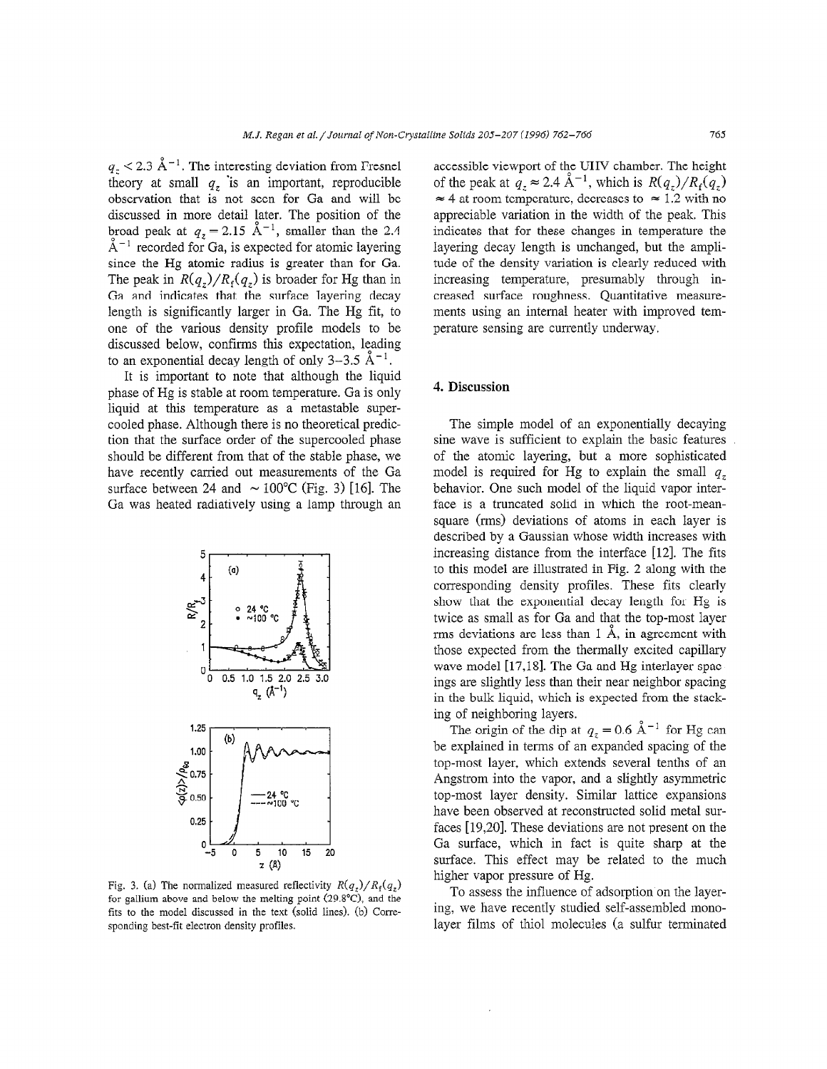$q_z < 2.3$ Å$^{-1}$. The interesting deviation from Fresnel theory at small $q_z$ is an important, reproducible observation that is not seen for Ga and will be discussed in more detail later. The position of the broad peak at $q_z = 2.15$ Å$^{-1}$, smaller than the 2.4 Å$^{-1}$ recorded for Ga, is expected for atomic layering since the Hg atomic radius is greater than for Ga. The peak in $R(q_z)/R_f(q_z)$ is broader for Hg than in Ga and indicates that the surface layering decay length is significantly larger in Ga. The Hg fit, to one of the various density profile models to be discussed below, confirms this expectation, leading to an exponential decay length of only 3–3.5 Å$^{-1}$.

It is important to note that although the liquid phase of Hg is stable at room temperature. Ga is only liquid at this temperature as a metastable supercooled phase. Although there is no theoretical prediction that the surface order of the supercooled phase should be different from that of the stable phase, we have recently carried out measurements of the Ga surface between 24 and ~100°C (Fig. 3) [16]. The Ga was heated radiatively using a lamp through an accessible viewport of the UHV chamber. The height of the peak at $q_z \approx 2.4$ Å$^{-1}$, which is $R(q_z)/R_f(q_z) \approx 4$ at room temperature, decreases to $\approx 1.2$ with no appreciable variation in the width of the peak. This indicates that for these changes in temperature the layering decay length is unchanged, but the amplitude of the density variation is clearly reduced with increasing temperature, presumably through increased surface roughness. Quantitative measurements using an internal heater with improved temperature sensing are currently underway.

Fig. 3. (a) The normalized measured reflectivity $R(q_z)/R_f(q_z)$ for gallium above and below the melting point (29.8°C), and the fits to the model discussed in the text (solid lines). (b) Corresponding best-fit electron density profiles.

## 4. Discussion

The simple model of an exponentially decaying sine wave is sufficient to explain the basic features of the atomic layering, but a more sophisticated model is required for Hg to explain the small $q_z$ behavior. One such model of the liquid vapor interface is a truncated solid in which the root-mean-square (rms) deviations of atoms in each layer is described by a Gaussian whose width increases with increasing distance from the interface [12]. The fits to this model are illustrated in Fig. 2 along with the corresponding density profiles. These fits clearly show that the exponential decay length for Hg is twice as small as for Ga and that the top-most layer rms deviations are less than 1 Å, in agreement with those expected from the thermally excited capillary wave model [17,18]. The Ga and Hg interlayer spacings are slightly less than their near neighbor spacing in the bulk liquid, which is expected from the stacking of neighboring layers.

The origin of the dip at $q_z = 0.6$ Å$^{-1}$ for Hg can be explained in terms of an expanded spacing of the top-most layer, which extends several tenths of an Angstrom into the vapor, and a slightly asymmetric top-most layer density. Similar lattice expansions have been observed at reconstructed solid metal surfaces [19,20]. These deviations are not present on the Ga surface, which in fact is quite sharp at the surface. This effect may be related to the much higher vapor pressure of Hg.

To assess the influence of adsorption on the layering, we have recently studied self-assembled monolayer films of thiol molecules (a sulfur terminated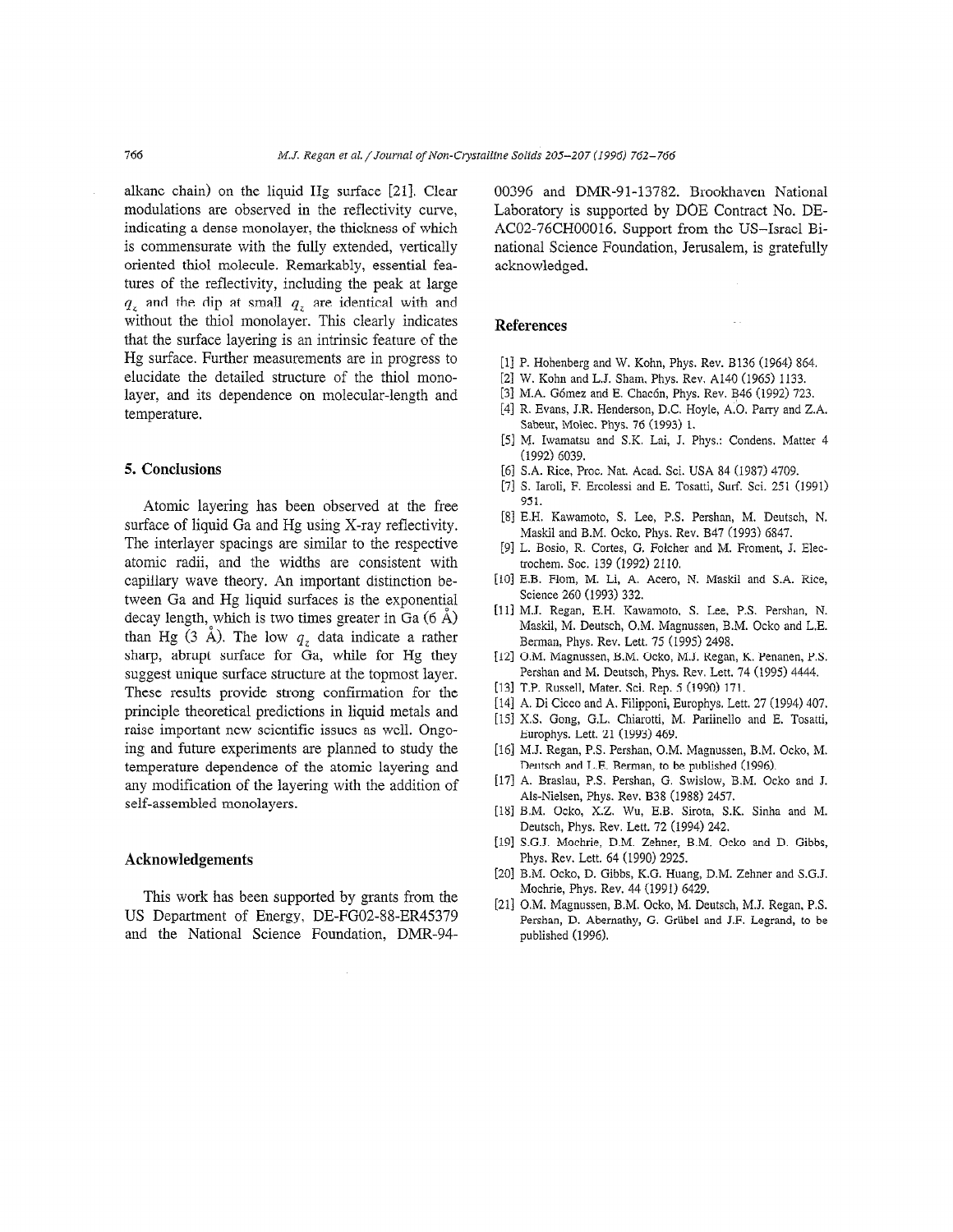alkane chain) on the liquid Hg surface [21]. Clear modulations are observed in the reflectivity curve, indicating a dense monolayer, the thickness of which is commensurate with the fully extended, vertically oriented thiol molecule. Remarkably, essential features of the reflectivity, including the peak at large $q_z$ and the dip at small $q_z$ are identical with and without the thiol monolayer. This clearly indicates that the surface layering is an intrinsic feature of the Hg surface. Further measurements are in progress to elucidate the detailed structure of the thiol monolayer, and its dependence on molecular-length and temperature.

## 5. Conclusions

Atomic layering has been observed at the free surface of liquid Ga and Hg using X-ray reflectivity. The interlayer spacings are similar to the respective atomic radii, and the widths are consistent with capillary wave theory. An important distinction between Ga and Hg surfaces is the exponential decay length, which is two times greater in Ga (6 Å) than Hg (3 Å). The low $q_z$ data indicate a rather sharp, abrupt surface for Ga, while for Hg they suggest unique surface structure at the topmost layer. These results provide strong confirmation for the principle theoretical predictions in liquid metals and raise important new scientific issues as well. Ongoing and future experiments are planned to study the temperature dependence of the atomic layering and any modification of the layering with the addition of self-assembled monolayers.

## Acknowledgements

This work has been supported by grants from the US Department of Energy, DE-FG02-88-ER45379 and the National Science Foundation, DMR-94-00396 and DMR-91-13782. Brookhaven National Laboratory is supported by DOE Contract No. DE-AC02-76CH00016. Support from the US–Israel Binational Science Foundation, Jerusalem, is gratefully acknowledged.

## References

[1] P. Hohenberg and W. Kohn, Phys. Rev. B136 (1964) 864.

[2] W. Kohn and L.J. Sham, Phys. Rev. A140 (1965) 1133.

[3] M.A. Gómez and E. Chacón, Phys. Rev. B46 (1992) 723.

[4] R. Evans, J.R. Henderson, D.C. Hoyle, A.O. Parry and Z.A. Sabeur, Molec. Phys. 76 (1993) 1.

[5] M. Iwamatsu and S.K. Lai, J. Phys.: Condens. Matter 4 (1992) 6039.

[6] S.A. Rice, Proc. Nat. Acad. Sci. USA 84 (1987) 4709.

[7] S. Iaroli, F. Ercolessi and E. Tosatti, Surf. Sci. 251 (1991) 951.

[8] E.H. Kawamoto, S. Lee, P.S. Pershan, M. Deutsch, N. Maskil and B.M. Ocko, Phys. Rev. B47 (1993) 6847.

[9] L. Bosio, R. Cortes, G. Folcher and M. Froment, J. Electrochem. Soc. 139 (1992) 2110.

[10] E.B. Flom, M. Li, A. Acero, N. Maskil and S.A. Rice, Science 260 (1993) 332.

[11] M.J. Regan, E.H. Kawamoto, S. Lee, P.S. Pershan, N. Maskil, M. Deutsch, O.M. Magnussen, B.M. Ocko and L.E. Berman, Phys. Rev. Lett. 75 (1995) 2498.

[12] O.M. Magnussen, B.M. Ocko, M.J. Regan, K. Penanen, P.S. Pershan and M. Deutsch, Phys. Rev. Lett. 74 (1995) 4444.

[13] T.P. Russell, Mater. Sci. Rep. 5 (1990) 171.

[14] A. Di Cicco and A. Filipponi, Europhys. Lett. 27 (1994) 407.

[15] X.S. Gong, G.L. Chiarotti, M. Parrinello and E. Tosatti, Europhys. Lett. 21 (1993) 469.

[16] M.J. Regan, P.S. Pershan, O.M. Magnussen, B.M. Ocko, M. Deutsch and L.E. Berman, to be published (1996).

[17] A. Braslau, P.S. Pershan, G. Swislow, B.M. Ocko and J. Als-Nielsen, Phys. Rev. B38 (1988) 2457.

[18] B.M. Ocko, X.Z. Wu, E.B. Sirota, S.K. Sinha and M. Deutsch, Phys. Rev. Lett. 72 (1994) 242.

[19] S.G.J. Mochrie, D.M. Zehner, B.M. Ocko and D. Gibbs, Phys. Rev. Lett. 64 (1990) 2925.

[20] B.M. Ocko, D. Gibbs, K.G. Huang, D.M. Zehner and S.G.J. Mochrie, Phys. Rev. 44 (1991) 6429.

[21] O.M. Magnussen, B.M. Ocko, M. Deutsch, M.J. Regan, P.S. Pershan, D. Abernathy, G. Grübel and J.F. Legrand, to be published (1996).